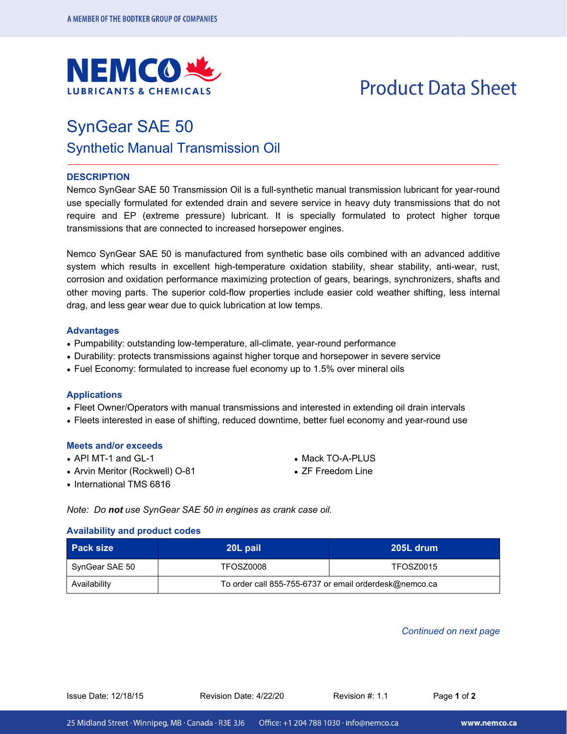NEMCO LUBRICANTS & CHEMICALS

# Product Data Sheet

## SynGear SAE 50

### Synthetic Manual Transmission Oil

**DESCRIPTION**

Nemco SynGear SAE 50 Transmission Oil is a full-synthetic manual transmission lubricant for year-round use specially formulated for extended drain and severe service in heavy duty transmissions that do not require and EP (extreme pressure) lubricant. It is specially formulated to protect higher torque transmissions that are connected to increased horsepower engines.

Nemco SynGear SAE 50 is manufactured from synthetic base oils combined with an advanced additive system which results in excellent high-temperature oxidation stability, shear stability, anti-wear, rust, corrosion and oxidation performance maximizing protection of gears, bearings, synchronizers, shafts and other moving parts. The superior cold-flow properties include easier cold weather shifting, less internal drag, and less gear wear due to quick lubrication at low temps.

**Advantages**

- Pumpability: outstanding low-temperature, all-climate, year-round performance
- Durability: protects transmissions against higher torque and horsepower in severe service
- Fuel Economy: formulated to increase fuel economy up to 1.5% over mineral oils

**Applications**

- Fleet Owner/Operators with manual transmissions and interested in extending oil drain intervals
- Fleets interested in ease of shifting, reduced downtime, better fuel economy and year-round use

**Meets and/or exceeds**

- API MT-1 and GL-1
- Arvin Meritor (Rockwell) O-81
- International TMS 6816
- Mack TO-A-PLUS
- ZF Freedom Line

*Note: Do **not** use SynGear SAE 50 in engines as crank case oil.*

**Availability and product codes**

| Pack size | 20L pail | 205L drum |
|---|---|---|
| SynGear SAE 50 | TFOSZ0008 | TFOSZ0015 |
| Availability | To order call 855-755-6737 or email orderdesk@nemco.ca | |

*Continued on next page*

Issue Date: 12/18/15 Revision Date: 4/22/20 Revision #: 1.1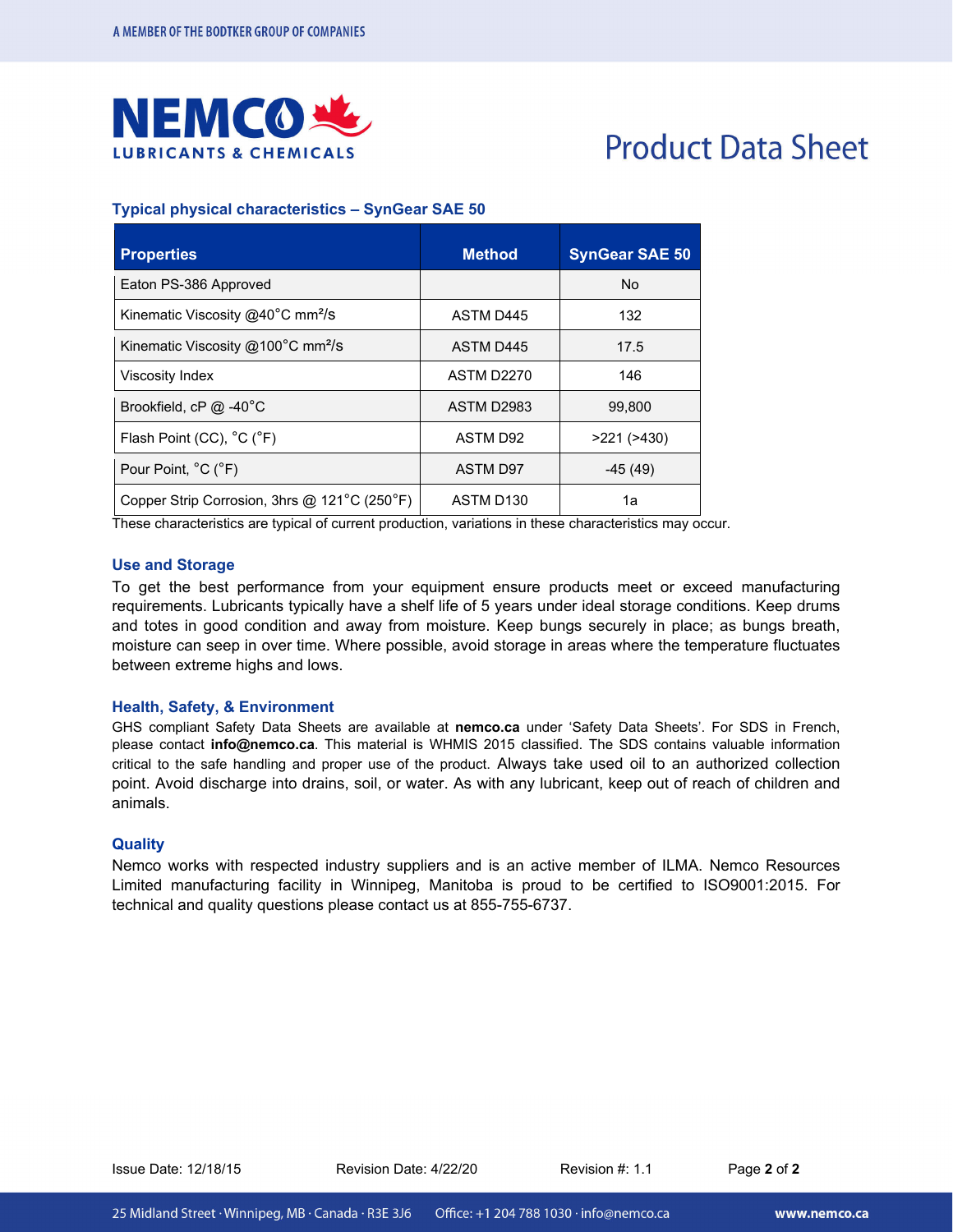## Typical physical characteristics – SynGear SAE 50

| Properties | Method | SynGear SAE 50 |
|---|---|---|
| Eaton PS-386 Approved | | No |
| Kinematic Viscosity @40°C mm²/s | ASTM D445 | 132 |
| Kinematic Viscosity @100°C mm²/s | ASTM D445 | 17.5 |
| Viscosity Index | ASTM D2270 | 146 |
| Brookfield, cP @ -40°C | ASTM D2983 | 99,800 |
| Flash Point (CC), °C (°F) | ASTM D92 | >221 (>430) |
| Pour Point, °C (°F) | ASTM D97 | -45 (49) |
| Copper Strip Corrosion, 3hrs @ 121°C (250°F) | ASTM D130 | 1a |

These characteristics are typical of current production, variations in these characteristics may occur.

## Use and Storage

To get the best performance from your equipment ensure products meet or exceed manufacturing requirements. Lubricants typically have a shelf life of 5 years under ideal storage conditions. Keep drums and totes in good condition and away from moisture. Keep bungs securely in place; as bungs breath, moisture can seep in over time. Where possible, avoid storage in areas where the temperature fluctuates between extreme highs and lows.

## Health, Safety, & Environment

GHS compliant Safety Data Sheets are available at **nemco.ca** under 'Safety Data Sheets'. For SDS in French, please contact **info@nemco.ca**. This material is WHMIS 2015 classified. The SDS contains valuable information critical to the safe handling and proper use of the product. Always take used oil to an authorized collection point. Avoid discharge into drains, soil, or water. As with any lubricant, keep out of reach of children and animals.

## Quality

Nemco works with respected industry suppliers and is an active member of ILMA. Nemco Resources Limited manufacturing facility in Winnipeg, Manitoba is proud to be certified to ISO9001:2015. For technical and quality questions please contact us at 855-755-6737.

Issue Date: 12/18/15 Revision Date: 4/22/20 Revision #: 1.1